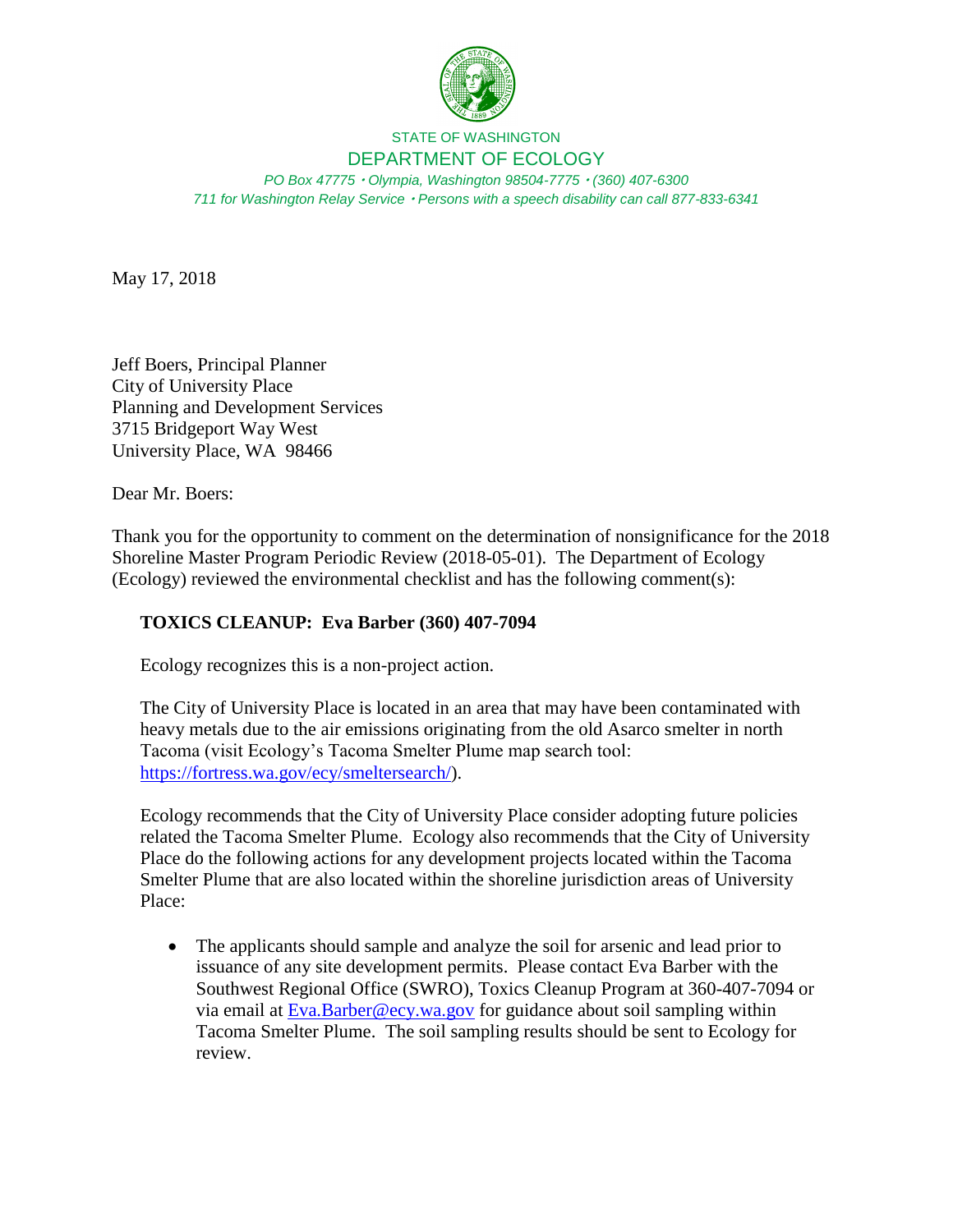STATE OF WASHINGTON

DEPARTMENT OF ECOLOGY

*PO Box 47775 • Olympia, Washington 98504-7775 • (360) 407-6300*
*711 for Washington Relay Service • Persons with a speech disability can call 877-833-6341*

May 17, 2018

Jeff Boers, Principal Planner
City of University Place
Planning and Development Services
3715 Bridgeport Way West
University Place, WA 98466

Dear Mr. Boers:

Thank you for the opportunity to comment on the determination of nonsignificance for the 2018 Shoreline Master Program Periodic Review (2018-05-01). The Department of Ecology (Ecology) reviewed the environmental checklist and has the following comment(s):

**TOXICS CLEANUP: Eva Barber (360) 407-7094**

Ecology recognizes this is a non-project action.

The City of University Place is located in an area that may have been contaminated with heavy metals due to the air emissions originating from the old Asarco smelter in north Tacoma (visit Ecology's Tacoma Smelter Plume map search tool: https://fortress.wa.gov/ecy/smeltersearch/).

Ecology recommends that the City of University Place consider adopting future policies related the Tacoma Smelter Plume. Ecology also recommends that the City of University Place do the following actions for any development projects located within the Tacoma Smelter Plume that are also located within the shoreline jurisdiction areas of University Place:

- The applicants should sample and analyze the soil for arsenic and lead prior to issuance of any site development permits. Please contact Eva Barber with the Southwest Regional Office (SWRO), Toxics Cleanup Program at 360-407-7094 or via email at Eva.Barber@ecy.wa.gov for guidance about soil sampling within Tacoma Smelter Plume. The soil sampling results should be sent to Ecology for review.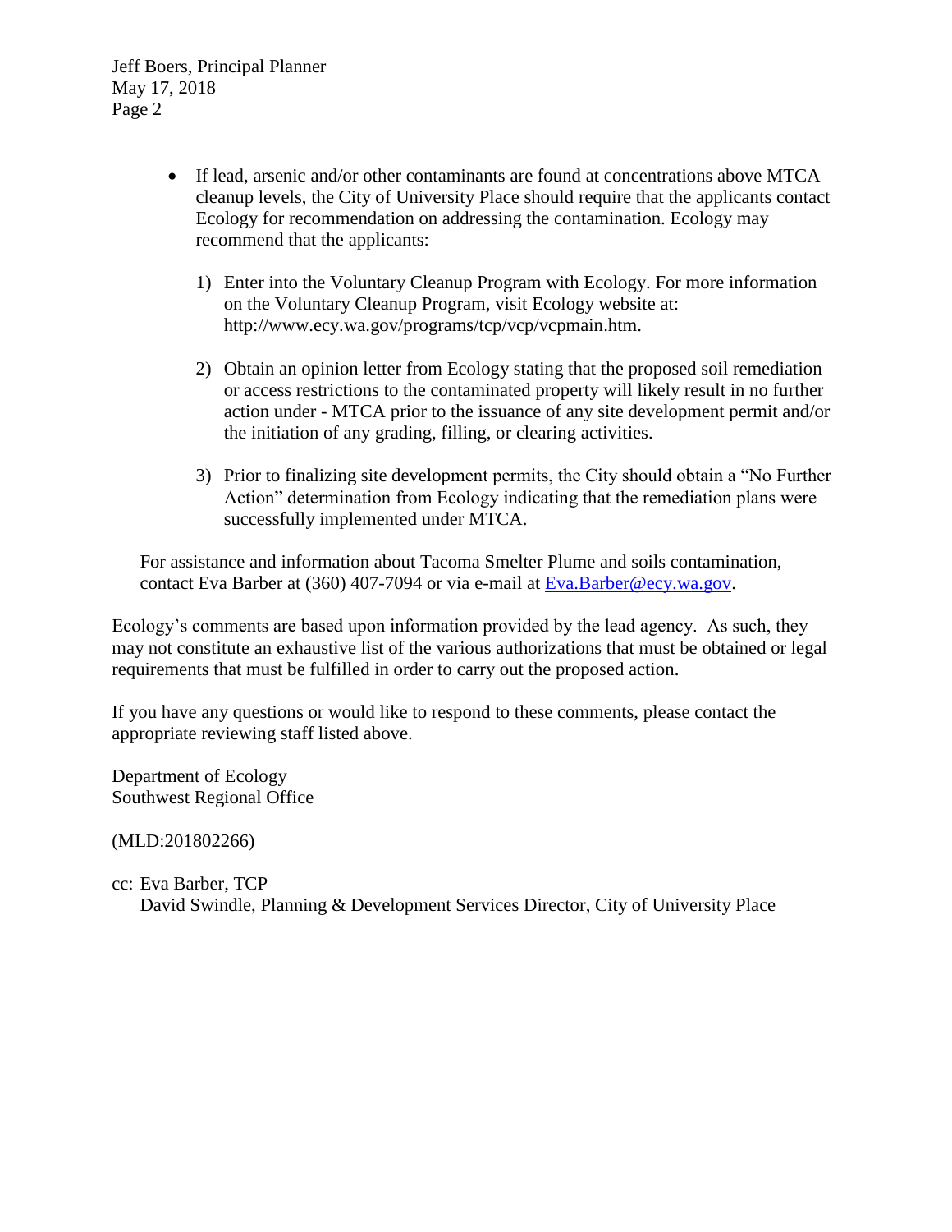- If lead, arsenic and/or other contaminants are found at concentrations above MTCA cleanup levels, the City of University Place should require that the applicants contact Ecology for recommendation on addressing the contamination. Ecology may recommend that the applicants:

  1) Enter into the Voluntary Cleanup Program with Ecology. For more information on the Voluntary Cleanup Program, visit Ecology website at: http://www.ecy.wa.gov/programs/tcp/vcp/vcpmain.htm.

  2) Obtain an opinion letter from Ecology stating that the proposed soil remediation or access restrictions to the contaminated property will likely result in no further action under - MTCA prior to the issuance of any site development permit and/or the initiation of any grading, filling, or clearing activities.

  3) Prior to finalizing site development permits, the City should obtain a "No Further Action" determination from Ecology indicating that the remediation plans were successfully implemented under MTCA.

For assistance and information about Tacoma Smelter Plume and soils contamination, contact Eva Barber at (360) 407-7094 or via e-mail at Eva.Barber@ecy.wa.gov.

Ecology's comments are based upon information provided by the lead agency. As such, they may not constitute an exhaustive list of the various authorizations that must be obtained or legal requirements that must be fulfilled in order to carry out the proposed action.

If you have any questions or would like to respond to these comments, please contact the appropriate reviewing staff listed above.

Department of Ecology
Southwest Regional Office

(MLD:201802266)

cc: Eva Barber, TCP
David Swindle, Planning & Development Services Director, City of University Place